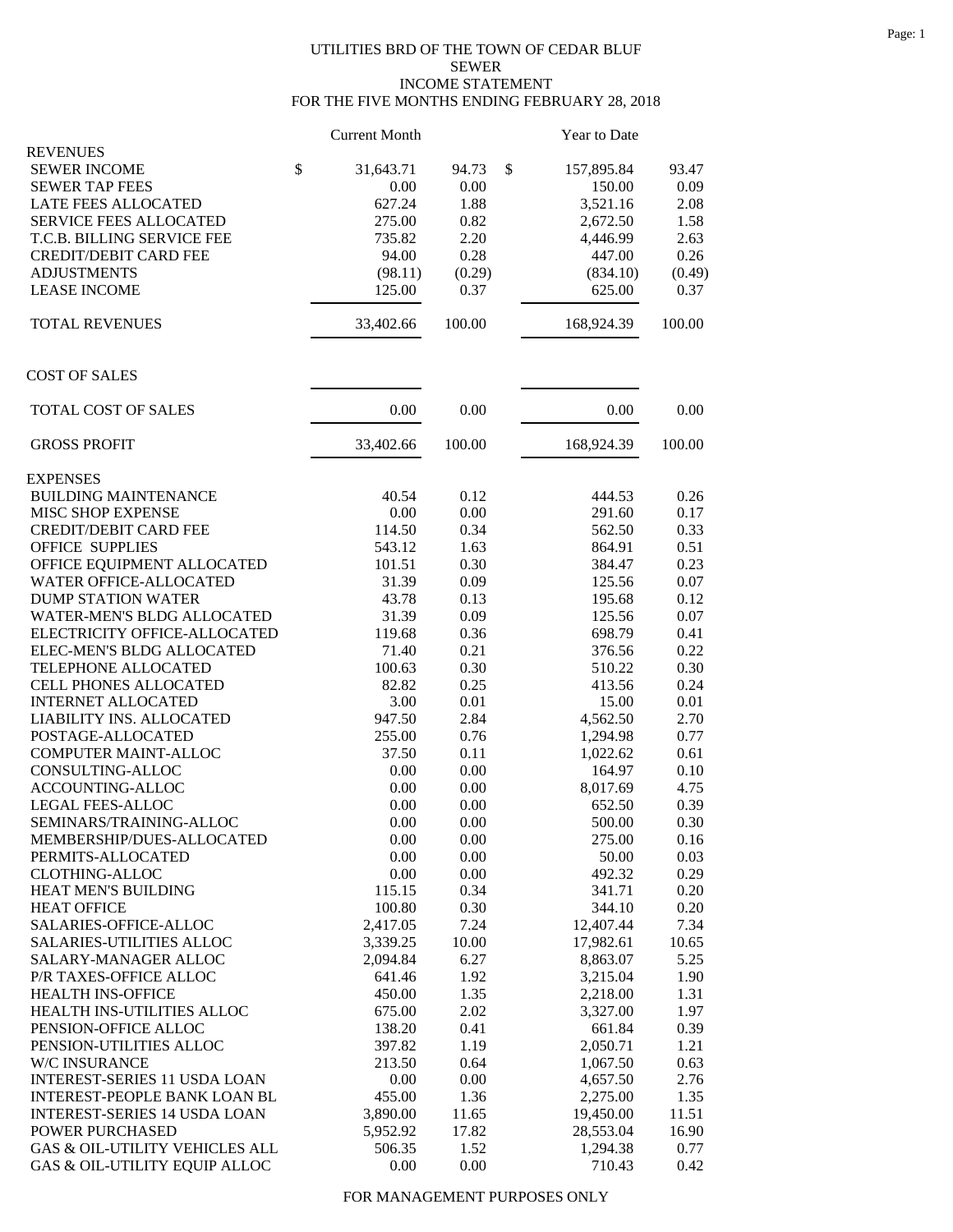UTILITIES BRD OF THE TOWN OF CEDAR BLUF
SEWER
INCOME STATEMENT
FOR THE FIVE MONTHS ENDING FEBRUARY 28, 2018

| | Current Month | | Year to Date | |
|---|---|---|---|---|
| **REVENUES** | | | | |
| SEWER INCOME | $ 31,643.71 | 94.73 | $ 157,895.84 | 93.47 |
| SEWER TAP FEES | 0.00 | 0.00 | 150.00 | 0.09 |
| LATE FEES ALLOCATED | 627.24 | 1.88 | 3,521.16 | 2.08 |
| SERVICE FEES ALLOCATED | 275.00 | 0.82 | 2,672.50 | 1.58 |
| T.C.B. BILLING SERVICE FEE | 735.82 | 2.20 | 4,446.99 | 2.63 |
| CREDIT/DEBIT CARD FEE | 94.00 | 0.28 | 447.00 | 0.26 |
| ADJUSTMENTS | (98.11) | (0.29) | (834.10) | (0.49) |
| LEASE INCOME | 125.00 | 0.37 | 625.00 | 0.37 |
| TOTAL REVENUES | 33,402.66 | 100.00 | 168,924.39 | 100.00 |
| **COST OF SALES** | | | | |
| TOTAL COST OF SALES | 0.00 | 0.00 | 0.00 | 0.00 |
| GROSS PROFIT | 33,402.66 | 100.00 | 168,924.39 | 100.00 |
| **EXPENSES** | | | | |
| BUILDING MAINTENANCE | 40.54 | 0.12 | 444.53 | 0.26 |
| MISC SHOP EXPENSE | 0.00 | 0.00 | 291.60 | 0.17 |
| CREDIT/DEBIT CARD FEE | 114.50 | 0.34 | 562.50 | 0.33 |
| OFFICE SUPPLIES | 543.12 | 1.63 | 864.91 | 0.51 |
| OFFICE EQUIPMENT ALLOCATED | 101.51 | 0.30 | 384.47 | 0.23 |
| WATER OFFICE-ALLOCATED | 31.39 | 0.09 | 125.56 | 0.07 |
| DUMP STATION WATER | 43.78 | 0.13 | 195.68 | 0.12 |
| WATER-MEN'S BLDG ALLOCATED | 31.39 | 0.09 | 125.56 | 0.07 |
| ELECTRICITY OFFICE-ALLOCATED | 119.68 | 0.36 | 698.79 | 0.41 |
| ELEC-MEN'S BLDG ALLOCATED | 71.40 | 0.21 | 376.56 | 0.22 |
| TELEPHONE ALLOCATED | 100.63 | 0.30 | 510.22 | 0.30 |
| CELL PHONES ALLOCATED | 82.82 | 0.25 | 413.56 | 0.24 |
| INTERNET ALLOCATED | 3.00 | 0.01 | 15.00 | 0.01 |
| LIABILITY INS. ALLOCATED | 947.50 | 2.84 | 4,562.50 | 2.70 |
| POSTAGE-ALLOCATED | 255.00 | 0.76 | 1,294.98 | 0.77 |
| COMPUTER MAINT-ALLOC | 37.50 | 0.11 | 1,022.62 | 0.61 |
| CONSULTING-ALLOC | 0.00 | 0.00 | 164.97 | 0.10 |
| ACCOUNTING-ALLOC | 0.00 | 0.00 | 8,017.69 | 4.75 |
| LEGAL FEES-ALLOC | 0.00 | 0.00 | 652.50 | 0.39 |
| SEMINARS/TRAINING-ALLOC | 0.00 | 0.00 | 500.00 | 0.30 |
| MEMBERSHIP/DUES-ALLOCATED | 0.00 | 0.00 | 275.00 | 0.16 |
| PERMITS-ALLOCATED | 0.00 | 0.00 | 50.00 | 0.03 |
| CLOTHING-ALLOC | 0.00 | 0.00 | 492.32 | 0.29 |
| HEAT MEN'S BUILDING | 115.15 | 0.34 | 341.71 | 0.20 |
| HEAT OFFICE | 100.80 | 0.30 | 344.10 | 0.20 |
| SALARIES-OFFICE-ALLOC | 2,417.05 | 7.24 | 12,407.44 | 7.34 |
| SALARIES-UTILITIES ALLOC | 3,339.25 | 10.00 | 17,982.61 | 10.65 |
| SALARY-MANAGER ALLOC | 2,094.84 | 6.27 | 8,863.07 | 5.25 |
| P/R TAXES-OFFICE ALLOC | 641.46 | 1.92 | 3,215.04 | 1.90 |
| HEALTH INS-OFFICE | 450.00 | 1.35 | 2,218.00 | 1.31 |
| HEALTH INS-UTILITIES ALLOC | 675.00 | 2.02 | 3,327.00 | 1.97 |
| PENSION-OFFICE ALLOC | 138.20 | 0.41 | 661.84 | 0.39 |
| PENSION-UTILITIES ALLOC | 397.82 | 1.19 | 2,050.71 | 1.21 |
| W/C INSURANCE | 213.50 | 0.64 | 1,067.50 | 0.63 |
| INTEREST-SERIES 11 USDA LOAN | 0.00 | 0.00 | 4,657.50 | 2.76 |
| INTEREST-PEOPLE BANK LOAN BL | 455.00 | 1.36 | 2,275.00 | 1.35 |
| INTEREST-SERIES 14 USDA LOAN | 3,890.00 | 11.65 | 19,450.00 | 11.51 |
| POWER PURCHASED | 5,952.92 | 17.82 | 28,553.04 | 16.90 |
| GAS & OIL-UTILITY VEHICLES ALL | 506.35 | 1.52 | 1,294.38 | 0.77 |
| GAS & OIL-UTILITY EQUIP ALLOC | 0.00 | 0.00 | 710.43 | 0.42 |

FOR MANAGEMENT PURPOSES ONLY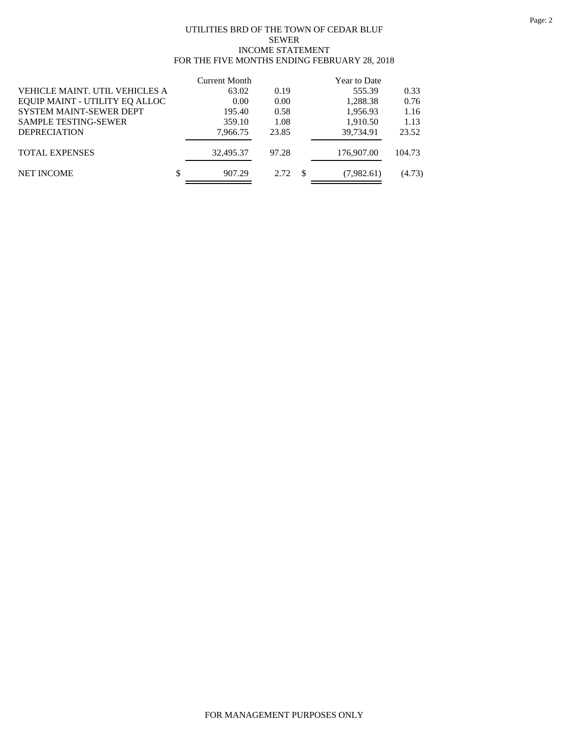UTILITIES BRD OF THE TOWN OF CEDAR BLUF
SEWER
INCOME STATEMENT
FOR THE FIVE MONTHS ENDING FEBRUARY 28, 2018

| | Current Month | | Year to Date | |
|---|---|---|---|---|
| VEHICLE MAINT. UTIL VEHICLES A | 63.02 | 0.19 | 555.39 | 0.33 |
| EQUIP MAINT - UTILITY EQ ALLOC | 0.00 | 0.00 | 1,288.38 | 0.76 |
| SYSTEM MAINT-SEWER DEPT | 195.40 | 0.58 | 1,956.93 | 1.16 |
| SAMPLE TESTING-SEWER | 359.10 | 1.08 | 1,910.50 | 1.13 |
| DEPRECIATION | 7,966.75 | 23.85 | 39,734.91 | 23.52 |
| TOTAL EXPENSES | 32,495.37 | 97.28 | 176,907.00 | 104.73 |
| NET INCOME | $ 907.29 | 2.72 | $ (7,982.61) | (4.73) |

FOR MANAGEMENT PURPOSES ONLY